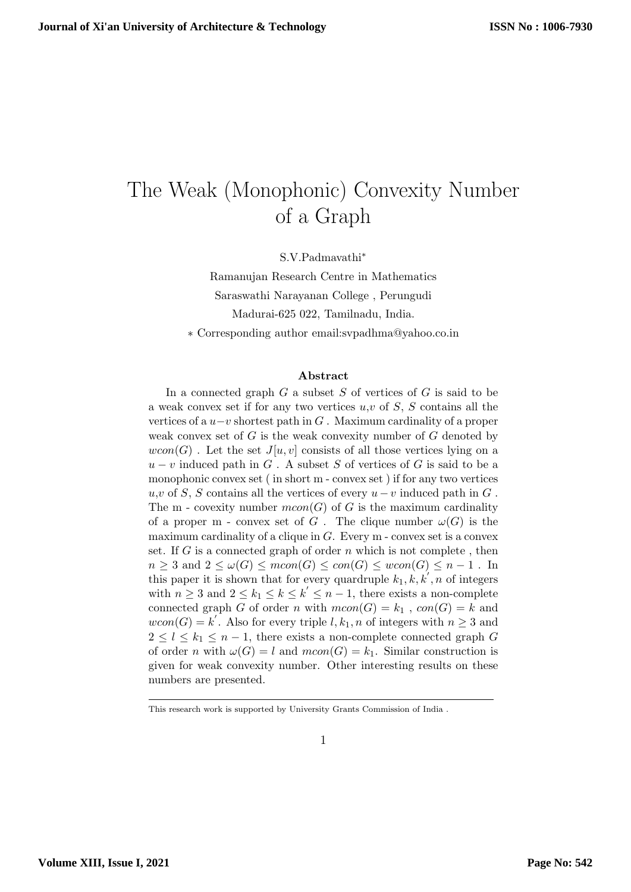# The Weak (Monophonic) Convexity Number of a Graph

S.V.Padmavathi*

Ramanujan Research Centre in Mathematics

Saraswathi Narayanan College , Perungudi

Madurai-625 022, Tamilnadu, India.

* Corresponding author email:svpadhma@yahoo.co.in

**Abstract**

In a connected graph $G$ a subset $S$ of vertices of $G$ is said to be a weak convex set if for any two vertices $u$,$v$ of $S$, $S$ contains all the vertices of a $u - v$ shortest path in $G$ . Maximum cardinality of a proper weak convex set of $G$ is the weak convexity number of $G$ denoted by $wcon(G)$ . Let the set $J[u, v]$ consists of all those vertices lying on a $u - v$ induced path in $G$ . A subset $S$ of vertices of $G$ is said to be a monophonic convex set ( in short m - convex set ) if for any two vertices $u$,$v$ of $S$, $S$ contains all the vertices of every $u - v$ induced path in $G$ . The m - covexity number $mcon(G)$ of $G$ is the maximum cardinality of a proper m - convex set of $G$ . The clique number $\omega(G)$ is the maximum cardinality of a clique in $G$. Every m - convex set is a convex set. If $G$ is a connected graph of order $n$ which is not complete , then $n \geq 3$ and $2 \leq \omega(G) \leq mcon(G) \leq con(G) \leq wcon(G) \leq n - 1$ . In this paper it is shown that for every quadruple $k_1, k, k', n$ of integers with $n \geq 3$ and $2 \leq k_1 \leq k \leq k' \leq n - 1$, there exists a non-complete connected graph $G$ of order $n$ with $mcon(G) = k_1$ , $con(G) = k$ and $wcon(G) = k'$. Also for every triple $l, k_1, n$ of integers with $n \geq 3$ and $2 \leq l \leq k_1 \leq n - 1$, there exists a non-complete connected graph $G$ of order $n$ with $\omega(G) = l$ and $mcon(G) = k_1$. Similar construction is given for weak convexity number. Other interesting results on these numbers are presented.

---

This research work is supported by University Grants Commission of India .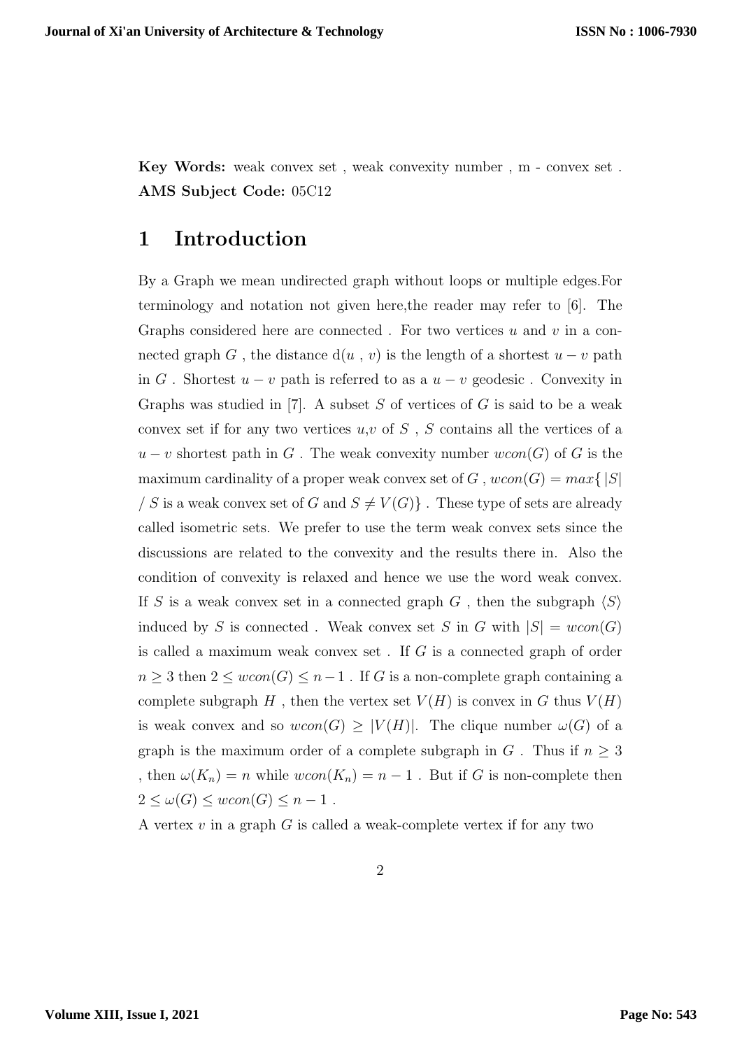**Key Words:** weak convex set , weak convexity number , m - convex set .
**AMS Subject Code:** 05C12

# 1 Introduction

By a Graph we mean undirected graph without loops or multiple edges.For terminology and notation not given here,the reader may refer to [6]. The Graphs considered here are connected . For two vertices $u$ and $v$ in a connected graph $G$ , the distance d($u$ , $v$) is the length of a shortest $u-v$ path in $G$ . Shortest $u-v$ path is referred to as a $u-v$ geodesic . Convexity in Graphs was studied in [7]. A subset $S$ of vertices of $G$ is said to be a weak convex set if for any two vertices $u$,$v$ of $S$ , $S$ contains all the vertices of a $u-v$ shortest path in $G$ . The weak convexity number $wcon(G)$ of $G$ is the maximum cardinality of a proper weak convex set of $G$ , $wcon(G) = max\{ |S|$ / $S$ is a weak convex set of $G$ and $S \neq V(G)\}$ . These type of sets are already called isometric sets. We prefer to use the term weak convex sets since the discussions are related to the convexity and the results there in. Also the condition of convexity is relaxed and hence we use the word weak convex. If $S$ is a weak convex set in a connected graph $G$ , then the subgraph $\langle S \rangle$ induced by $S$ is connected . Weak convex set $S$ in $G$ with $|S| = wcon(G)$ is called a maximum weak convex set . If $G$ is a connected graph of order $n \geq 3$ then $2 \leq wcon(G) \leq n-1$ . If $G$ is a non-complete graph containing a complete subgraph $H$ , then the vertex set $V(H)$ is convex in $G$ thus $V(H)$ is weak convex and so $wcon(G) \geq |V(H)|$. The clique number $\omega(G)$ of a graph is the maximum order of a complete subgraph in $G$ . Thus if $n \geq 3$ , then $\omega(K_n) = n$ while $wcon(K_n) = n-1$ . But if $G$ is non-complete then $2 \leq \omega(G) \leq wcon(G) \leq n-1$ .

A vertex $v$ in a graph $G$ is called a weak-complete vertex if for any two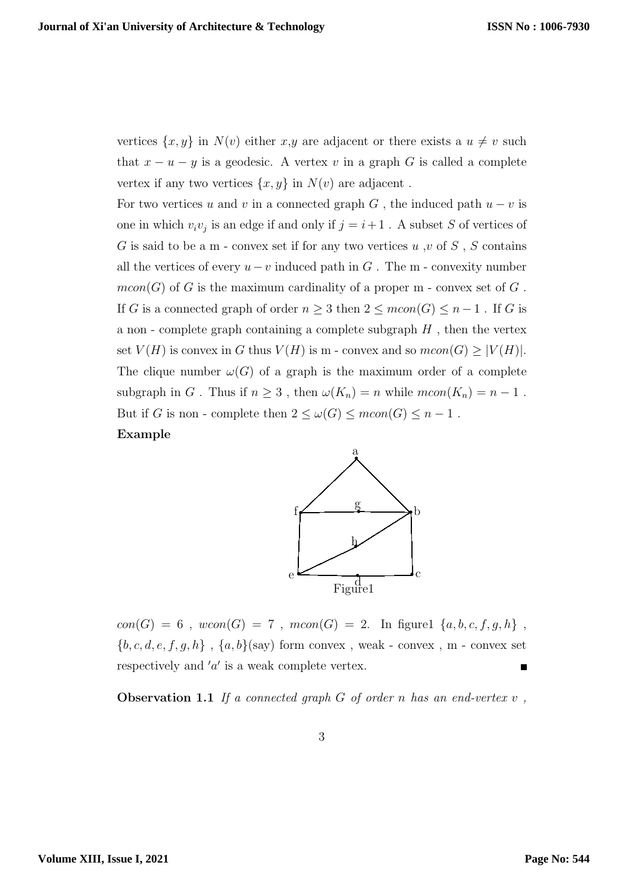vertices $\{x, y\}$ in $N(v)$ either $x$,$y$ are adjacent or there exists a $u \neq v$ such that $x - u - y$ is a geodesic. A vertex $v$ in a graph $G$ is called a complete vertex if any two vertices $\{x, y\}$ in $N(v)$ are adjacent .

For two vertices $u$ and $v$ in a connected graph $G$ , the induced path $u - v$ is one in which $v_i v_j$ is an edge if and only if $j = i+1$ . A subset $S$ of vertices of $G$ is said to be a m - convex set if for any two vertices $u$ ,$v$ of $S$ , $S$ contains all the vertices of every $u - v$ induced path in $G$ . The m - convexity number $mcon(G)$ of $G$ is the maximum cardinality of a proper m - convex set of $G$ . If $G$ is a connected graph of order $n \geq 3$ then $2 \leq mcon(G) \leq n - 1$ . If $G$ is a non - complete graph containing a complete subgraph $H$ , then the vertex set $V(H)$ is convex in $G$ thus $V(H)$ is m - convex and so $mcon(G) \geq |V(H)|$. The clique number $\omega(G)$ of a graph is the maximum order of a complete subgraph in $G$ . Thus if $n \geq 3$ , then $\omega(K_n) = n$ while $mcon(K_n) = n - 1$ . But if $G$ is non - complete then $2 \leq \omega(G) \leq mcon(G) \leq n - 1$ .

**Example**

Figure1

$con(G) = 6$ , $wcon(G) = 7$ , $mcon(G) = 2$. In figure1 $\{a, b, c, f, g, h\}$ , $\{b, c, d, e, f, g, h\}$ , $\{a, b\}$(say) form convex , weak - convex , m - convex set respectively and $'a'$ is a weak complete vertex. ∎

**Observation 1.1** *If a connected graph $G$ of order $n$ has an end-vertex $v$ ,*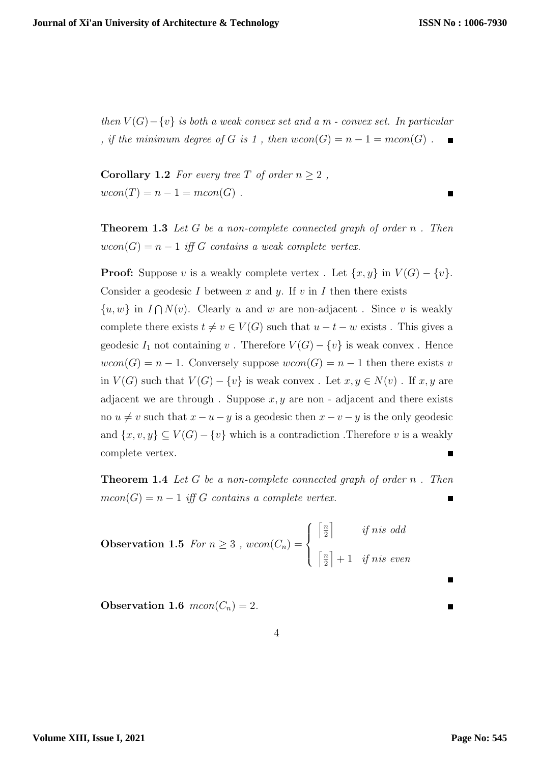*then $V(G)-\{v\}$ is both a weak convex set and a m - convex set. In particular , if the minimum degree of G is 1 , then $wcon(G) = n-1 = mcon(G)$ .* ∎

**Corollary 1.2** *For every tree $T$ of order $n \geq 2$ , $wcon(T) = n-1 = mcon(G)$ .* ∎

**Theorem 1.3** *Let $G$ be a non-complete connected graph of order $n$ . Then $wcon(G) = n-1$ iff $G$ contains a weak complete vertex.*

**Proof:** Suppose $v$ is a weakly complete vertex . Let $\{x, y\}$ in $V(G)-\{v\}$. Consider a geodesic $I$ between $x$ and $y$. If $v$ in $I$ then there exists $\{u, w\}$ in $I \bigcap N(v)$. Clearly $u$ and $w$ are non-adjacent . Since $v$ is weakly complete there exists $t \neq v \in V(G)$ such that $u-t-w$ exists . This gives a geodesic $I_1$ not containing $v$ . Therefore $V(G)-\{v\}$ is weak convex . Hence $wcon(G) = n-1$. Conversely suppose $wcon(G) = n-1$ then there exists $v$ in $V(G)$ such that $V(G)-\{v\}$ is weak convex . Let $x, y \in N(v)$ . If $x, y$ are adjacent we are through . Suppose $x, y$ are non - adjacent and there exists no $u \neq v$ such that $x-u-y$ is a geodesic then $x-v-y$ is the only geodesic and $\{x, v, y\} \subseteq V(G)-\{v\}$ which is a contradiction .Therefore $v$ is a weakly complete vertex. ∎

**Theorem 1.4** *Let $G$ be a non-complete connected graph of order $n$ . Then $mcon(G) = n-1$ iff $G$ contains a complete vertex.* ∎

**Observation 1.5** *For $n \geq 3$ ,* $wcon(C_n) = \begin{cases} \left\lceil \frac{n}{2} \right\rceil & \text{if } n \text{ is odd} \\ \left\lceil \frac{n}{2} \right\rceil + 1 & \text{if } n \text{ is even} \end{cases}$ ∎

**Observation 1.6** $mcon(C_n) = 2$. ∎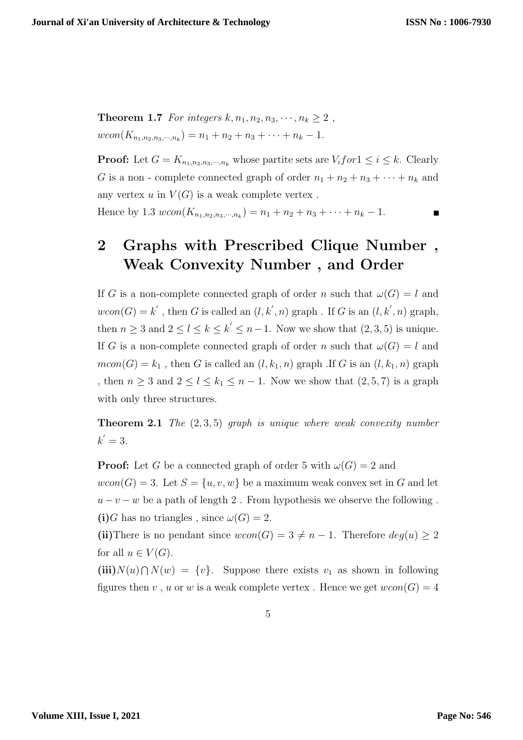**Theorem 1.7** *For integers $k, n_1, n_2, n_3, \cdots, n_k \geq 2$ ,*
$wcon(K_{n_1,n_2,n_3,\cdots,n_k}) = n_1 + n_2 + n_3 + \cdots + n_k - 1.$

**Proof:** Let $G = K_{n_1,n_2,\cdots,n_k}$ whose partite sets are $V_i for 1 \leq i \leq k$. Clearly $G$ is a non - complete connected graph of order $n_1 + n_2 + n_3 + \cdots + n_k$ and any vertex $u$ in $V(G)$ is a weak complete vertex .
Hence by 1.3 $wcon(K_{n_1,n_2,n_3,\cdots,n_k}) = n_1 + n_2 + n_3 + \cdots + n_k - 1.$ ∎

## 2 Graphs with Prescribed Clique Number , Weak Convexity Number , and Order

If $G$ is a non-complete connected graph of order $n$ such that $\omega(G) = l$ and $wcon(G) = k'$ , then $G$ is called an $(l, k', n)$ graph . If $G$ is an $(l, k', n)$ graph, then $n \geq 3$ and $2 \leq l \leq k \leq k' \leq n-1$. Now we show that $(2, 3, 5)$ is unique. If $G$ is a non-complete connected graph of order $n$ such that $\omega(G) = l$ and $mcon(G) = k_1$ , then $G$ is called an $(l, k_1, n)$ graph .If $G$ is an $(l, k_1, n)$ graph , then $n \geq 3$ and $2 \leq l \leq k_1 \leq n-1$. Now we show that $(2, 5, 7)$ is a graph with only three structures.

**Theorem 2.1** *The $(2, 3, 5)$ graph is unique where weak convexity number $k' = 3$.*

**Proof:** Let $G$ be a connected graph of order 5 with $\omega(G) = 2$ and $wcon(G) = 3$. Let $S = \{u, v, w\}$ be a maximum weak convex set in $G$ and let $u - v - w$ be a path of length 2 . From hypothesis we observe the following .
**(i)**$G$ has no triangles , since $\omega(G) = 2$.
**(ii)**There is no pendant since $wcon(G) = 3 \neq n - 1$. Therefore $deg(u) \geq 2$ for all $u \in V(G)$.
**(iii)**$N(u) \bigcap N(w) = \{v\}$. Suppose there exists $v_1$ as shown in following figures then $v$ , $u$ or $w$ is a weak complete vertex . Hence we get $wcon(G) = 4$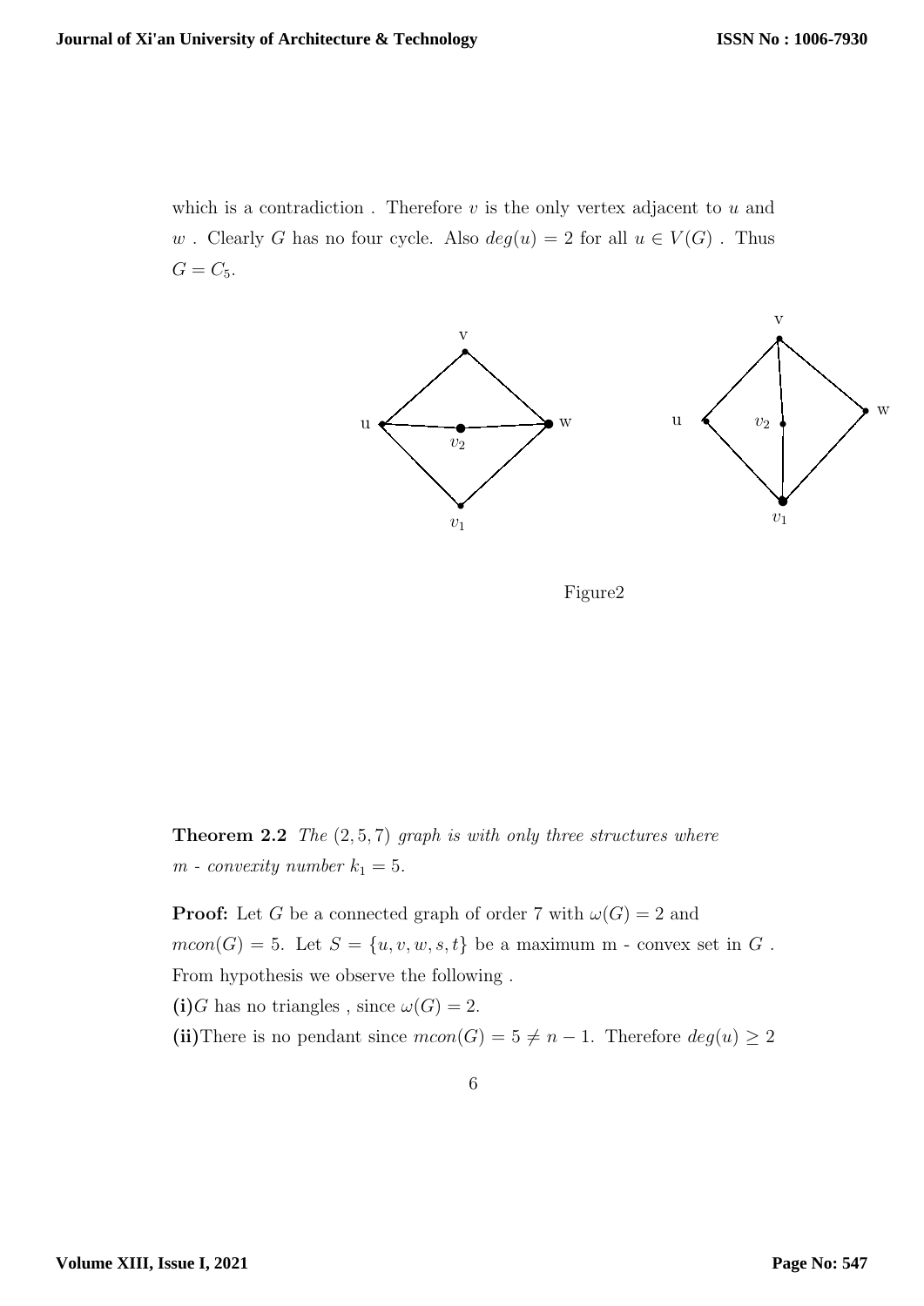which is a contradiction . Therefore $v$ is the only vertex adjacent to $u$ and $w$ . Clearly $G$ has no four cycle. Also $deg(u) = 2$ for all $u \in V(G)$ . Thus $G = C_5$.

Figure2

**Theorem 2.2** *The* $(2, 5, 7)$ *graph is with only three structures where* $m$ *- convexity number* $k_1 = 5$.

**Proof:** Let $G$ be a connected graph of order 7 with $\omega(G) = 2$ and $mcon(G) = 5$. Let $S = \{u, v, w, s, t\}$ be a maximum m - convex set in $G$ . From hypothesis we observe the following .

**(i)** $G$ has no triangles , since $\omega(G) = 2$.

**(ii)** There is no pendant since $mcon(G) = 5 \neq n - 1$. Therefore $deg(u) \geq 2$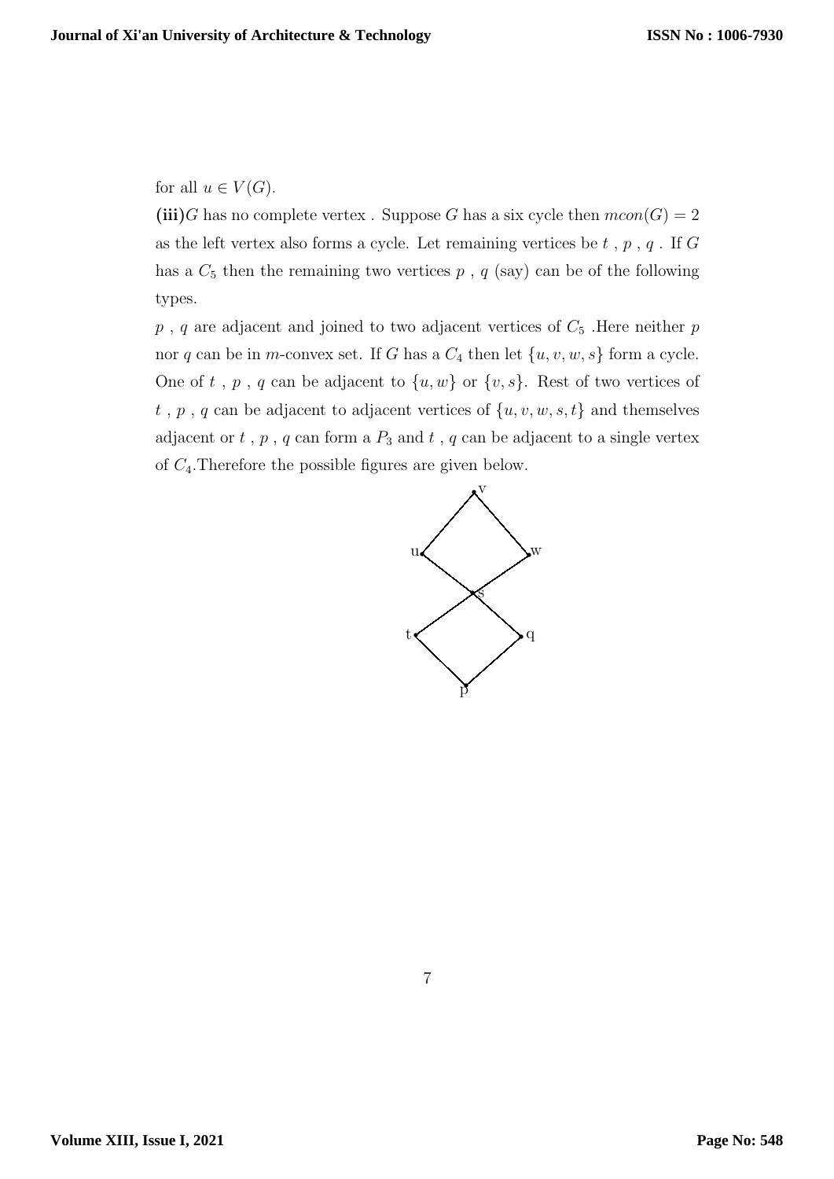for all $u \in V(G)$.

**(iii)** $G$ has no complete vertex . Suppose $G$ has a six cycle then $mcon(G) = 2$ as the left vertex also forms a cycle. Let remaining vertices be $t$ , $p$ , $q$ . If $G$ has a $C_5$ then the remaining two vertices $p$ , $q$ (say) can be of the following types.

$p$ , $q$ are adjacent and joined to two adjacent vertices of $C_5$ .Here neither $p$ nor $q$ can be in $m$-convex set. If $G$ has a $C_4$ then let $\{u, v, w, s\}$ form a cycle. One of $t$ , $p$ , $q$ can be adjacent to $\{u, w\}$ or $\{v, s\}$. Rest of two vertices of $t$ , $p$ , $q$ can be adjacent to adjacent vertices of $\{u, v, w, s, t\}$ and themselves adjacent or $t$ , $p$ , $q$ can form a $P_3$ and $t$ , $q$ can be adjacent to a single vertex of $C_4$.Therefore the possible figures are given below.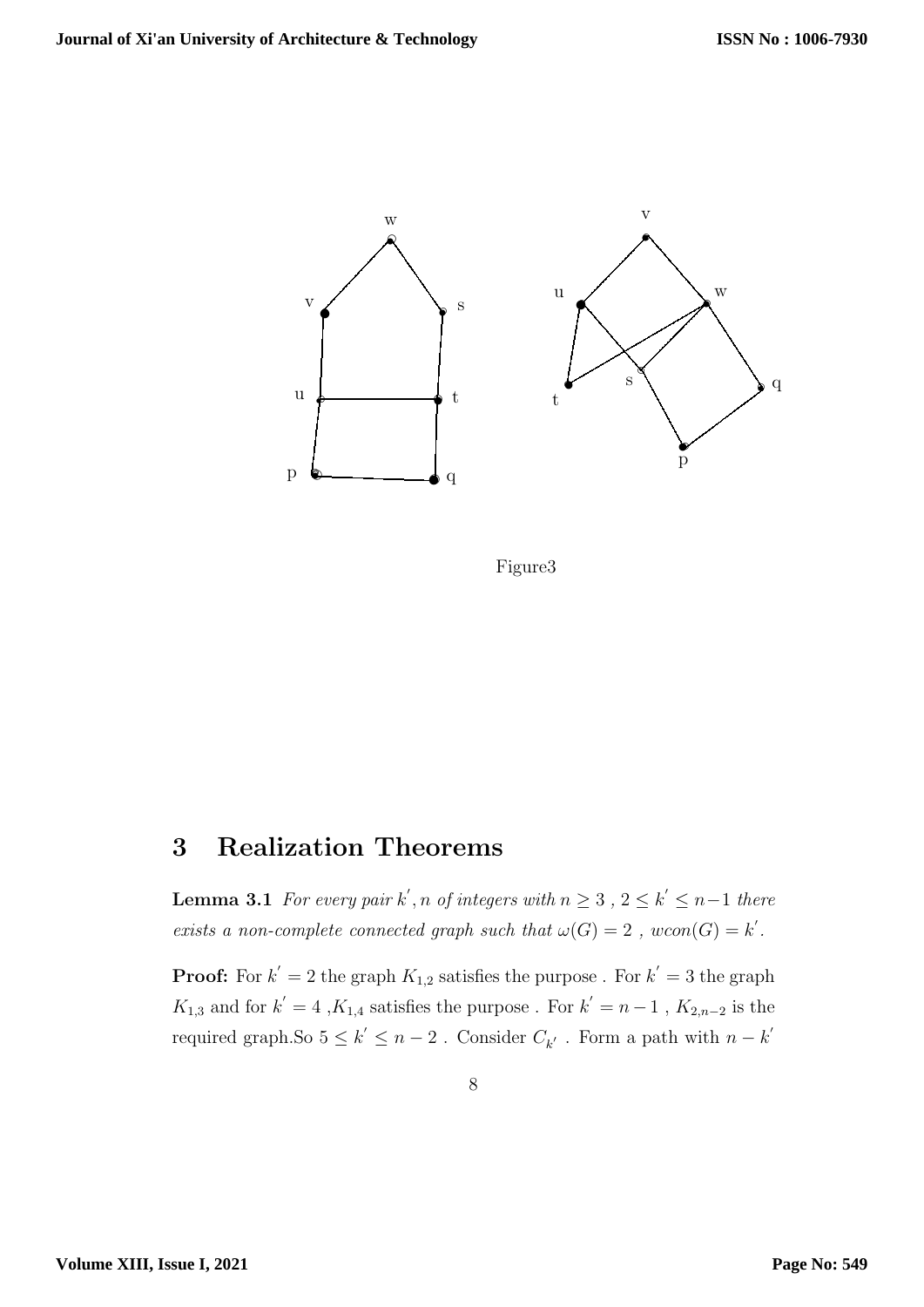Figure3

## 3 Realization Theorems

**Lemma 3.1** *For every pair $k^{'}, n$ of integers with $n \geq 3$ , $2 \leq k^{'} \leq n-1$ there exists a non-complete connected graph such that $\omega(G) = 2$ , $wcon(G) = k^{'}$.*

**Proof:** For $k^{'} = 2$ the graph $K_{1,2}$ satisfies the purpose . For $k^{'} = 3$ the graph $K_{1,3}$ and for $k^{'} = 4$ ,$K_{1,4}$ satisfies the purpose . For $k^{'} = n-1$ , $K_{2,n-2}$ is the required graph.So $5 \leq k^{'} \leq n-2$ . Consider $C_{k^{'}}$ . Form a path with $n - k^{'}$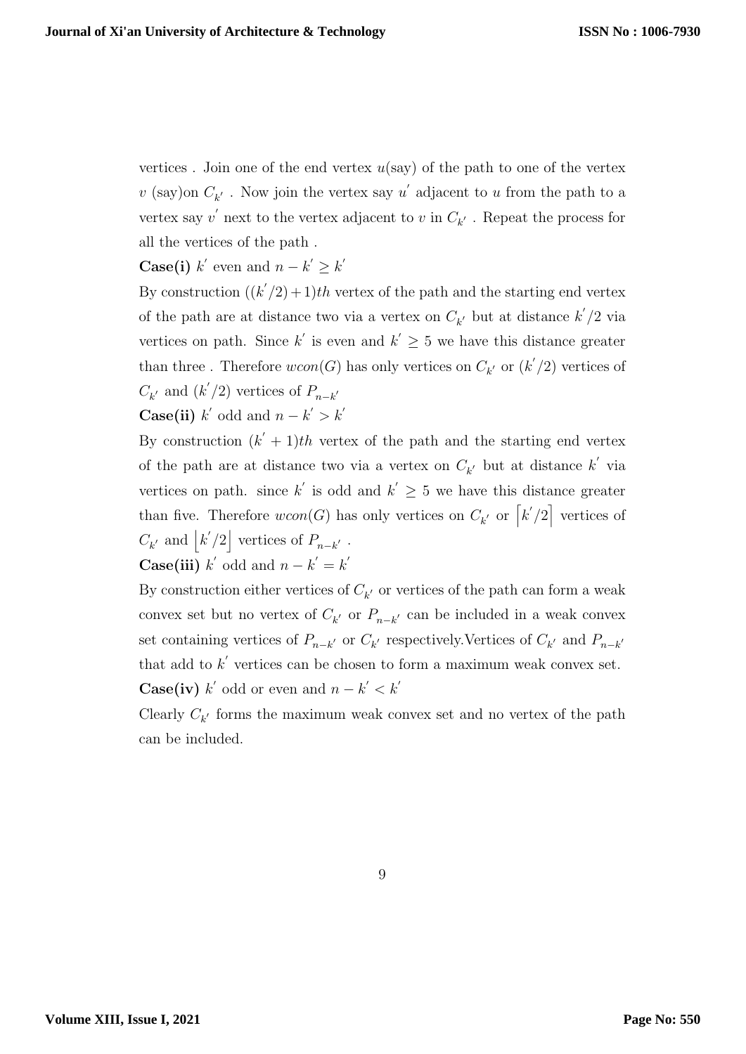vertices . Join one of the end vertex $u$(say) of the path to one of the vertex $v$ (say)on $C_{k'}$ . Now join the vertex say $u'$ adjacent to $u$ from the path to a vertex say $v'$ next to the vertex adjacent to $v$ in $C_{k'}$ . Repeat the process for all the vertices of the path .

**Case(i)** $k'$ even and $n - k' \geq k'$

By construction $((k'/2)+1)th$ vertex of the path and the starting end vertex of the path are at distance two via a vertex on $C_{k'}$ but at distance $k'/2$ via vertices on path. Since $k'$ is even and $k' \geq 5$ we have this distance greater than three . Therefore $wcon(G)$ has only vertices on $C_{k'}$ or $(k'/2)$ vertices of $C_{k'}$ and $(k'/2)$ vertices of $P_{n-k'}$

**Case(ii)** $k'$ odd and $n - k' > k'$

By construction $(k'+1)th$ vertex of the path and the starting end vertex of the path are at distance two via a vertex on $C_{k'}$ but at distance $k'$ via vertices on path. since $k'$ is odd and $k' \geq 5$ we have this distance greater than five. Therefore $wcon(G)$ has only vertices on $C_{k'}$ or $\lceil k'/2 \rceil$ vertices of $C_{k'}$ and $\lfloor k'/2 \rfloor$ vertices of $P_{n-k'}$ .

**Case(iii)** $k'$ odd and $n - k' = k'$

By construction either vertices of $C_{k'}$ or vertices of the path can form a weak convex set but no vertex of $C_{k'}$ or $P_{n-k'}$ can be included in a weak convex set containing vertices of $P_{n-k'}$ or $C_{k'}$ respectively.Vertices of $C_{k'}$ and $P_{n-k'}$ that add to $k'$ vertices can be chosen to form a maximum weak convex set.

**Case(iv)** $k'$ odd or even and $n - k' < k'$

Clearly $C_{k'}$ forms the maximum weak convex set and no vertex of the path can be included.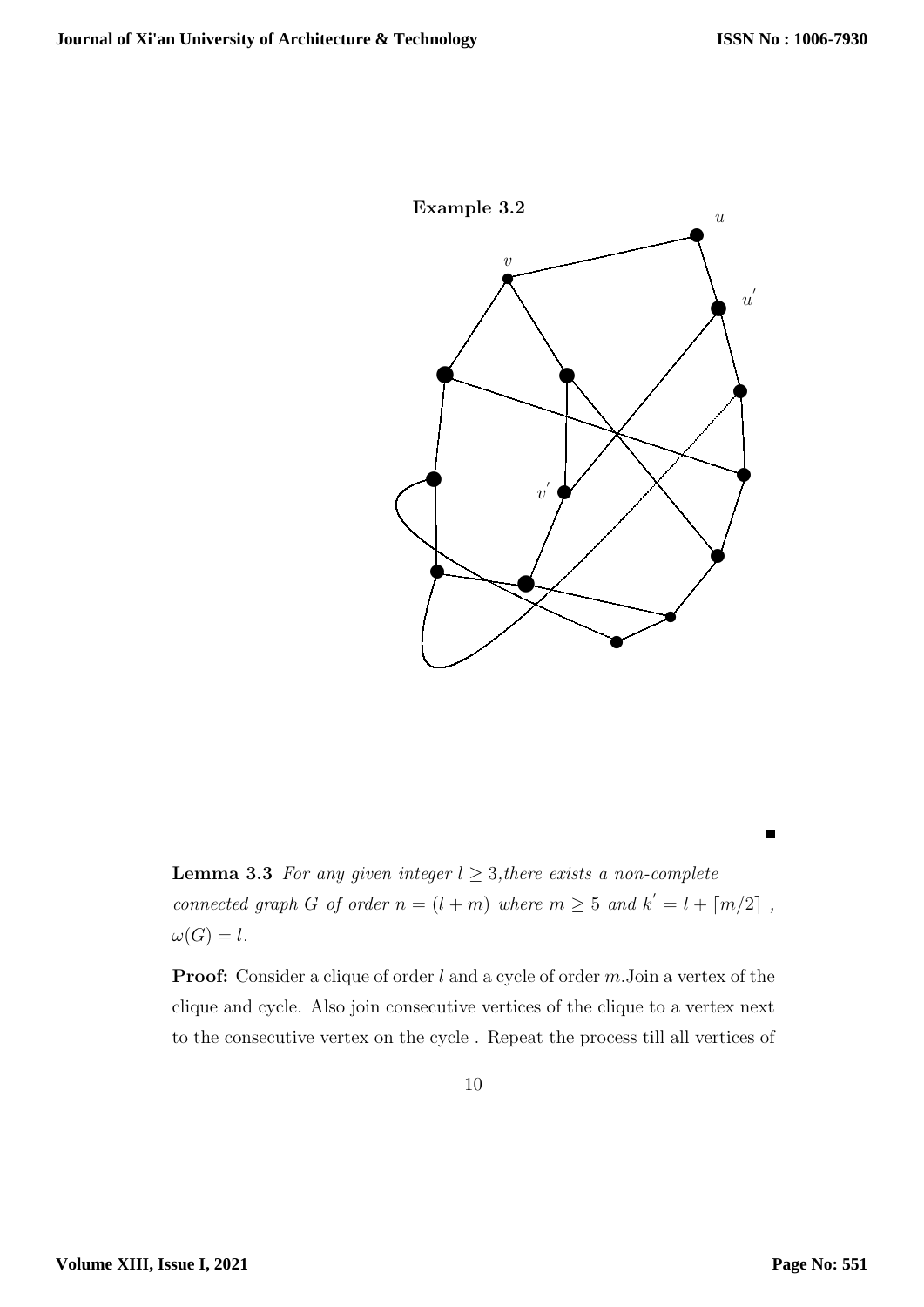**Example 3.2**

■

**Lemma 3.3** *For any given integer $l \geq 3$, there exists a non-complete connected graph $G$ of order $n = (l + m)$ where $m \geq 5$ and $k' = l + \lceil m/2 \rceil$ , $\omega(G) = l$.*

**Proof:** Consider a clique of order $l$ and a cycle of order $m$. Join a vertex of the clique and cycle. Also join consecutive vertices of the clique to a vertex next to the consecutive vertex on the cycle . Repeat the process till all vertices of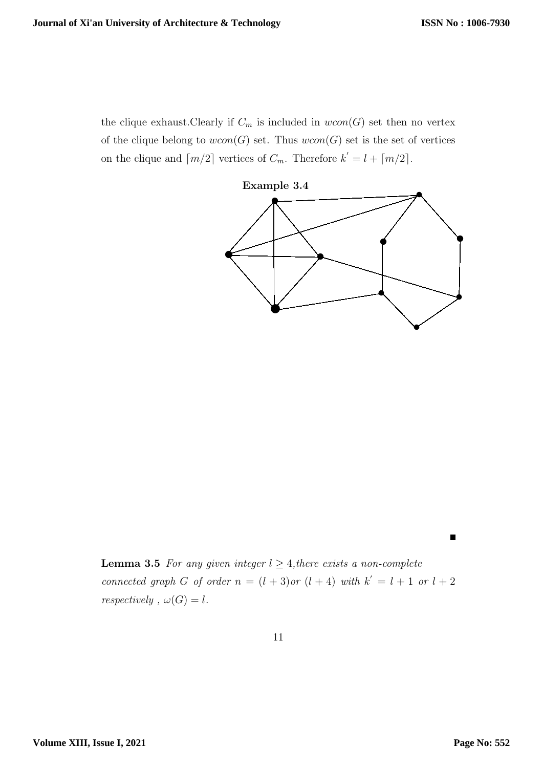the clique exhaust.Clearly if $C_m$ is included in $wcon(G)$ set then no vertex of the clique belong to $wcon(G)$ set. Thus $wcon(G)$ set is the set of vertices on the clique and $\lceil m/2 \rceil$ vertices of $C_m$. Therefore $k' = l + \lceil m/2 \rceil$.

**Example 3.4**

■

**Lemma 3.5** *For any given integer $l \geq 4$,there exists a non-complete connected graph $G$ of order $n = (l + 3)$or $(l + 4)$ with $k' = l + 1$ or $l + 2$ respectively , $\omega(G) = l$.*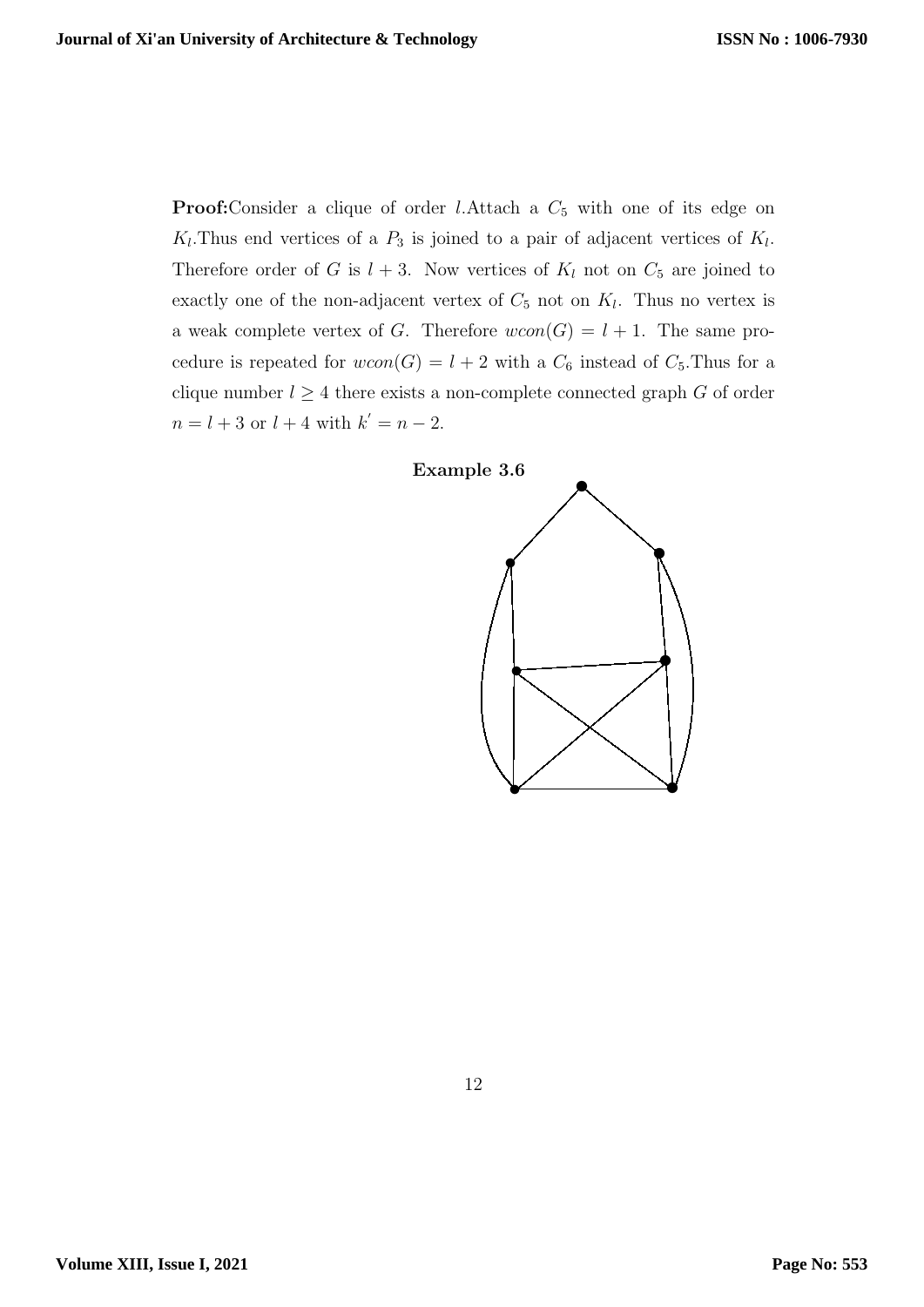**Proof:** Consider a clique of order $l$. Attach a $C_5$ with one of its edge on $K_l$. Thus end vertices of a $P_3$ is joined to a pair of adjacent vertices of $K_l$. Therefore order of $G$ is $l+3$. Now vertices of $K_l$ not on $C_5$ are joined to exactly one of the non-adjacent vertex of $C_5$ not on $K_l$. Thus no vertex is a weak complete vertex of $G$. Therefore $wcon(G) = l+1$. The same procedure is repeated for $wcon(G) = l+2$ with a $C_6$ instead of $C_5$. Thus for a clique number $l \geq 4$ there exists a non-complete connected graph $G$ of order $n = l+3$ or $l+4$ with $k' = n-2$.

**Example 3.6**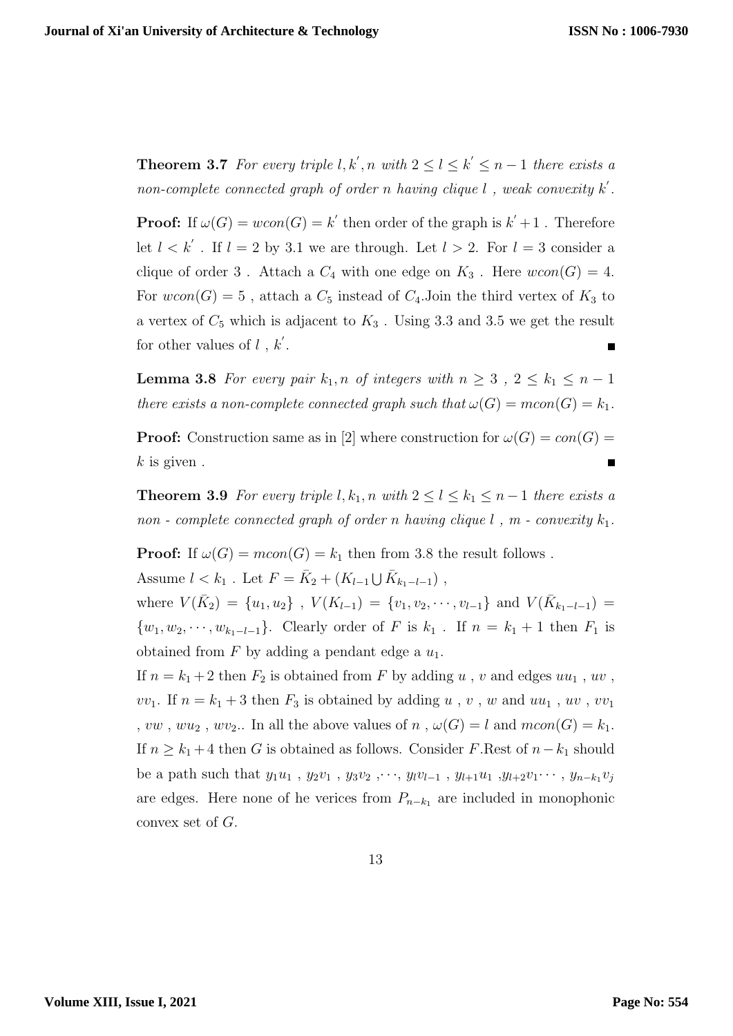**Theorem 3.7** *For every triple $l, k', n$ with $2 \leq l \leq k' \leq n-1$ there exists a non-complete connected graph of order $n$ having clique $l$ , weak convexity $k'$.*

**Proof:** If $\omega(G) = wcon(G) = k'$ then order of the graph is $k'+1$ . Therefore let $l < k'$ . If $l = 2$ by 3.1 we are through. Let $l > 2$. For $l = 3$ consider a clique of order 3 . Attach a $C_4$ with one edge on $K_3$ . Here $wcon(G) = 4$. For $wcon(G) = 5$ , attach a $C_5$ instead of $C_4$.Join the third vertex of $K_3$ to a vertex of $C_5$ which is adjacent to $K_3$ . Using 3.3 and 3.5 we get the result for other values of $l$ , $k'$. ∎

**Lemma 3.8** *For every pair $k_1, n$ of integers with $n \geq 3$ , $2 \leq k_1 \leq n-1$ there exists a non-complete connected graph such that $\omega(G) = mcon(G) = k_1$.*

**Proof:** Construction same as in [2] where construction for $\omega(G) = con(G) = k$ is given . ∎

**Theorem 3.9** *For every triple $l, k_1, n$ with $2 \leq l \leq k_1 \leq n-1$ there exists a non - complete connected graph of order $n$ having clique $l$ , m - convexity $k_1$.*

**Proof:** If $\omega(G) = mcon(G) = k_1$ then from 3.8 the result follows .

Assume $l < k_1$ . Let $F = \bar{K}_2 + (K_{l-1} \bigcup \bar{K}_{k_1-l-1})$ ,

where $V(\bar{K}_2) = \{u_1, u_2\}$ , $V(K_{l-1}) = \{v_1, v_2, \cdots, v_{l-1}\}$ and $V(\bar{K}_{k_1-l-1}) = \{w_1, w_2, \cdots, w_{k_1-l-1}\}$. Clearly order of $F$ is $k_1$ . If $n = k_1 + 1$ then $F_1$ is obtained from $F$ by adding a pendant edge a $u_1$.

If $n = k_1 + 2$ then $F_2$ is obtained from $F$ by adding $u$ , $v$ and edges $uu_1$ , $uv$ , $vv_1$. If $n = k_1 + 3$ then $F_3$ is obtained by adding $u$ , $v$ , $w$ and $uu_1$ , $uv$ , $vv_1$ , $vw$ , $wu_2$ , $wv_2$.. In all the above values of $n$ , $\omega(G) = l$ and $mcon(G) = k_1$. If $n \geq k_1 + 4$ then $G$ is obtained as follows. Consider $F$.Rest of $n - k_1$ should be a path such that $y_1u_1$ , $y_2v_1$ , $y_3v_2$ ,$\cdots$, $y_lv_{l-1}$ , $y_{l+1}u_1$ ,$y_{l+2}v_1 \cdots$ , $y_{n-k_1}v_j$ are edges. Here none of he verices from $P_{n-k_1}$ are included in monophonic convex set of $G$.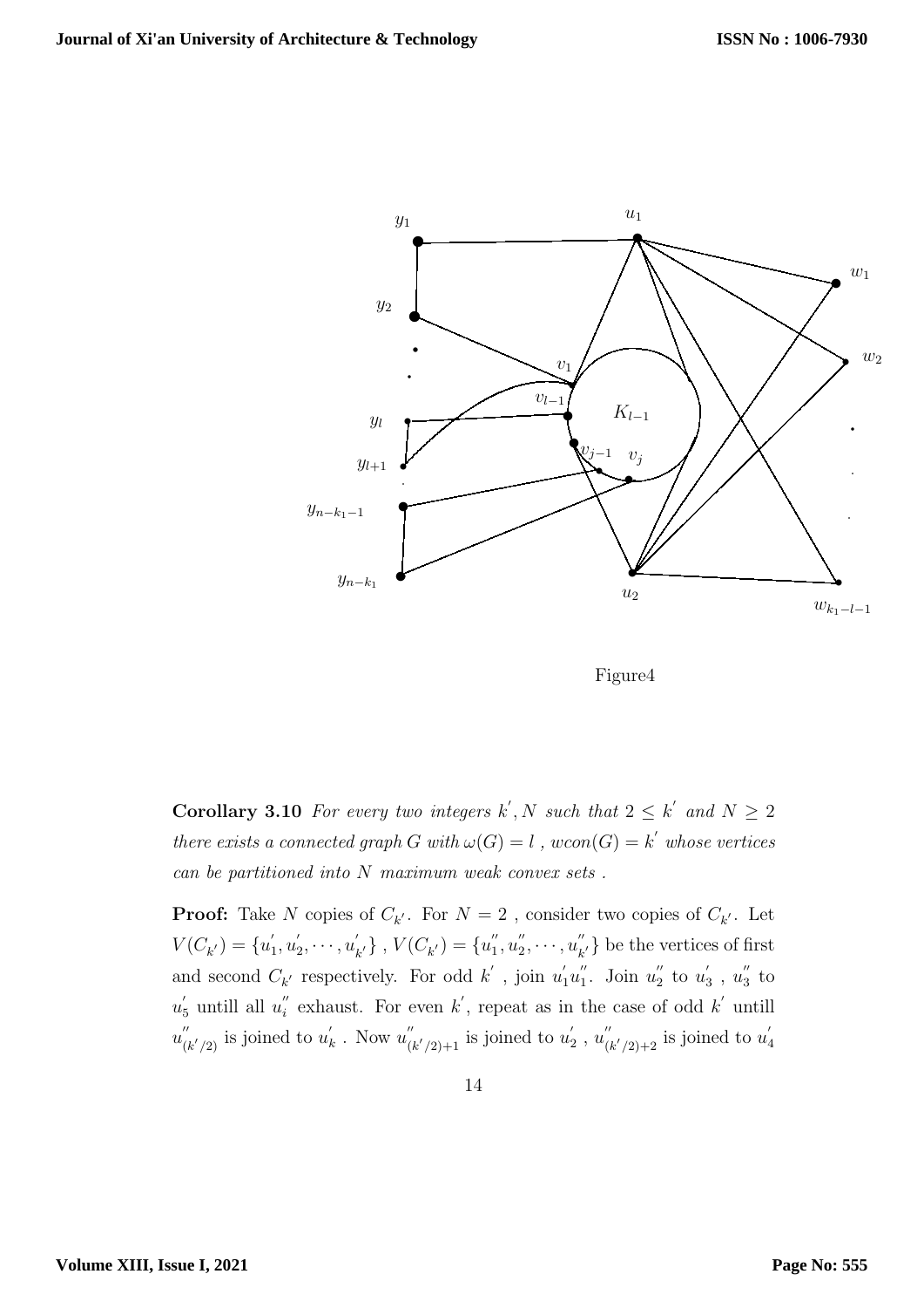Figure4

**Corollary 3.10** *For every two integers $k^{'}, N$ such that $2 \leq k^{'}$ and $N \geq 2$ there exists a connected graph $G$ with $\omega(G) = l$ , $wcon(G) = k^{'}$ whose vertices can be partitioned into $N$ maximum weak convex sets .*

**Proof:** Take $N$ copies of $C_{k'}$. For $N = 2$ , consider two copies of $C_{k'}$. Let $V(C_{k'}) = \{u_1^{'}, u_2^{'}, \cdots, u_{k'}^{'}\}$ , $V(C_{k'}) = \{u_1^{''}, u_2^{''}, \cdots, u_{k'}^{''}\}$ be the vertices of first and second $C_{k'}$ respectively. For odd $k^{'}$ , join $u_1^{'}u_1^{''}$. Join $u_2^{''}$ to $u_3^{'}$ , $u_3^{''}$ to $u_5^{'}$ untill all $u_i^{''}$ exhaust. For even $k^{'}$, repeat as in the case of odd $k^{'}$ untill $u_{(k'/2)}^{''}$ is joined to $u_k^{'}$ . Now $u_{(k'/2)+1}^{''}$ is joined to $u_2^{'}$ , $u_{(k'/2)+2}^{''}$ is joined to $u_4^{'}$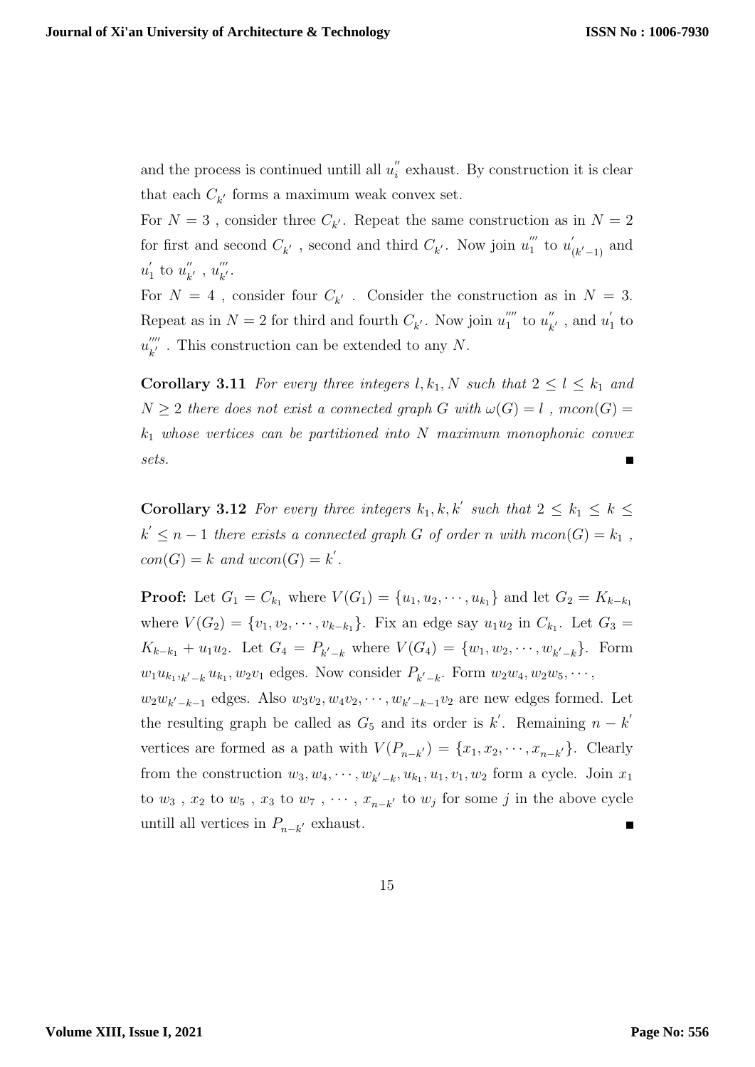and the process is continued untill all $u_i^{''}$ exhaust. By construction it is clear that each $C_{k'}$ forms a maximum weak convex set.

For $N = 3$ , consider three $C_{k'}$. Repeat the same construction as in $N = 2$ for first and second $C_{k'}$ , second and third $C_{k'}$. Now join $u_1^{'''}$ to $u_{(k'-1)}^{'}$ and $u_1^{'}$ to $u_{k'}^{''}$ , $u_{k'}^{'''}$.

For $N = 4$ , consider four $C_{k'}$ . Consider the construction as in $N = 3$. Repeat as in $N = 2$ for third and fourth $C_{k'}$. Now join $u_1^{''''}$ to $u_{k'}^{''}$ , and $u_1^{'}$ to $u_{k'}^{''''}$ . This construction can be extended to any $N$.

**Corollary 3.11** *For every three integers $l, k_1, N$ such that $2 \leq l \leq k_1$ and $N \geq 2$ there does not exist a connected graph $G$ with $\omega(G) = l$ , $mcon(G) = k_1$ whose vertices can be partitioned into $N$ maximum monophonic convex sets.* ∎

**Corollary 3.12** *For every three integers $k_1, k, k'$ such that $2 \leq k_1 \leq k \leq k' \leq n-1$ there exists a connected graph $G$ of order $n$ with $mcon(G) = k_1$ , $con(G) = k$ and $wcon(G) = k'$.*

**Proof:** Let $G_1 = C_{k_1}$ where $V(G_1) = \{u_1, u_2, \cdots, u_{k_1}\}$ and let $G_2 = K_{k-k_1}$ where $V(G_2) = \{v_1, v_2, \cdots, v_{k-k_1}\}$. Fix an edge say $u_1u_2$ in $C_{k_1}$. Let $G_3 = K_{k-k_1} + u_1u_2$. Let $G_4 = P_{k'-k}$ where $V(G_4) = \{w_1, w_2, \cdots, w_{k'-k}\}$. Form $w_1u_{k_1}, _{k'-k}u_{k_1}, w_2v_1$ edges. Now consider $P_{k'-k}$. Form $w_2w_4, w_2w_5, \cdots,$ $w_2w_{k'-k-1}$ edges. Also $w_3v_2, w_4v_2, \cdots, w_{k'-k-1}v_2$ are new edges formed. Let the resulting graph be called as $G_5$ and its order is $k'$. Remaining $n - k'$ vertices are formed as a path with $V(P_{n-k'}) = \{x_1, x_2, \cdots, x_{n-k'}\}$. Clearly from the construction $w_3, w_4, \cdots, w_{k'-k}, u_{k_1}, u_1, v_1, w_2$ form a cycle. Join $x_1$ to $w_3$ , $x_2$ to $w_5$ , $x_3$ to $w_7$ , $\cdots$ , $x_{n-k'}$ to $w_j$ for some $j$ in the above cycle untill all vertices in $P_{n-k'}$ exhaust. ∎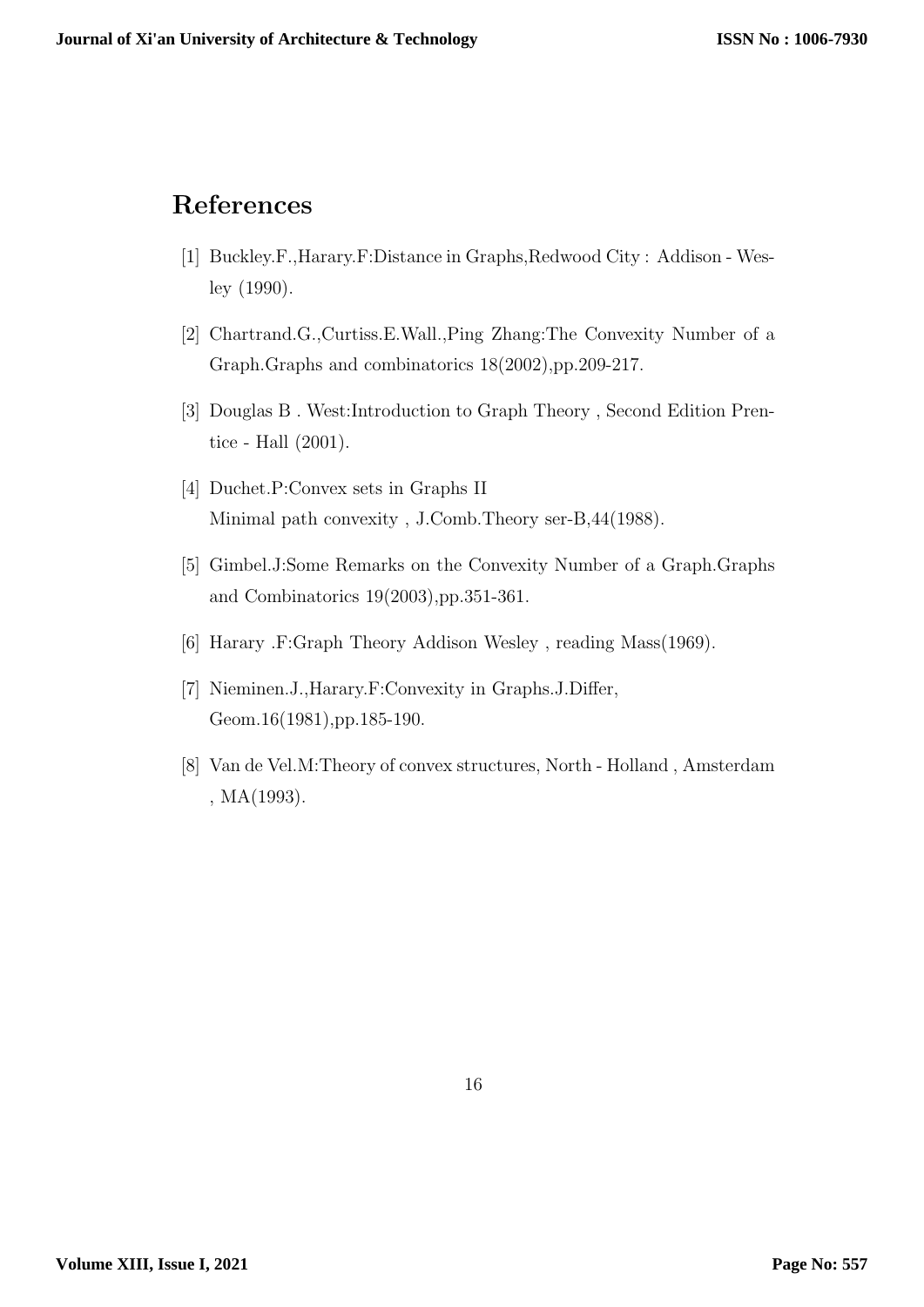# References

[1] Buckley.F.,Harary.F:Distance in Graphs,Redwood City : Addison - Wesley (1990).

[2] Chartrand.G.,Curtiss.E.Wall.,Ping Zhang:The Convexity Number of a Graph.Graphs and combinatorics 18(2002),pp.209-217.

[3] Douglas B . West:Introduction to Graph Theory , Second Edition Prentice - Hall (2001).

[4] Duchet.P:Convex sets in Graphs II
Minimal path convexity , J.Comb.Theory ser-B,44(1988).

[5] Gimbel.J:Some Remarks on the Convexity Number of a Graph.Graphs and Combinatorics 19(2003),pp.351-361.

[6] Harary .F:Graph Theory Addison Wesley , reading Mass(1969).

[7] Nieminen.J.,Harary.F:Convexity in Graphs.J.Differ,
Geom.16(1981),pp.185-190.

[8] Van de Vel.M:Theory of convex structures, North - Holland , Amsterdam , MA(1993).